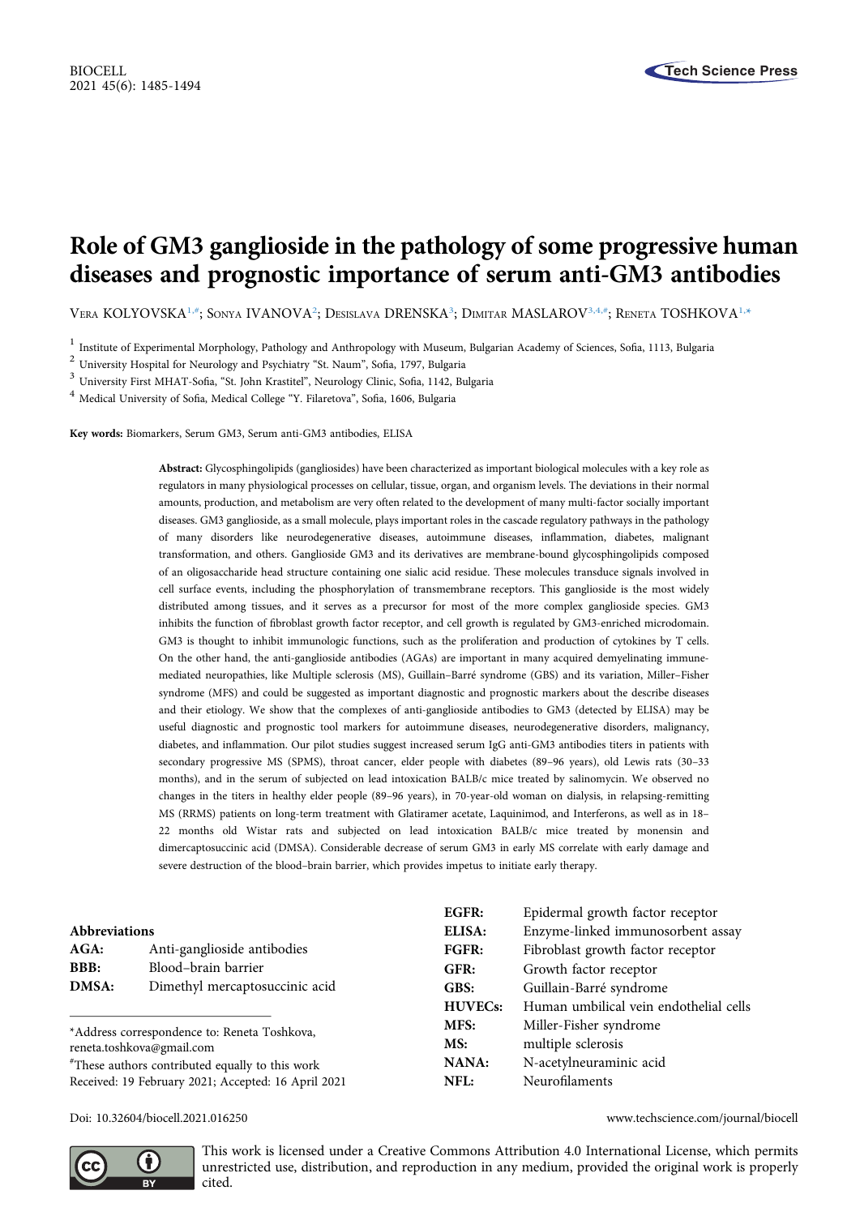# Role of GM3 ganglioside in the pathology of some progressive human diseases and prognostic importance of serum anti-GM3 antibodies

VERA KOLYOVSKA[1,#]; SONYA IVANOVA[2]; DESISLAVA DRENSKA[3]; DIMITAR MASLAROV[3,4,#]; RENETA TOSHKOVA[1,*]

[1] Institute of Experimental Morphology, Pathology and Anthropology with Museum, Bulgarian Academy of Sciences, Sofia, 1113, Bulgaria

[2] University Hospital for Neurology and Psychiatry "St. Naum", Sofia, 1797, Bulgaria

[3] University First MHAT-Sofia, "St. John Krastitel", Neurology Clinic, Sofia, 1142, Bulgaria

[4] Medical University of Sofia, Medical College "Y. Filaretova", Sofia, 1606, Bulgaria

**Key words:** Biomarkers, Serum GM3, Serum anti-GM3 antibodies, ELISA

**Abstract:** Glycosphingolipids (gangliosides) have been characterized as important biological molecules with a key role as regulators in many physiological processes on cellular, tissue, organ, and organism levels. The deviations in their normal amounts, production, and metabolism are very often related to the development of many multi-factor socially important diseases. GM3 ganglioside, as a small molecule, plays important roles in the cascade regulatory pathways in the pathology of many disorders like neurodegenerative diseases, autoimmune diseases, inflammation, diabetes, malignant transformation, and others. Ganglioside GM3 and its derivatives are membrane-bound glycosphingolipids composed of an oligosaccharide head structure containing one sialic acid residue. These molecules transduce signals involved in cell surface events, including the phosphorylation of transmembrane receptors. This ganglioside is the most widely distributed among tissues, and it serves as a precursor for most of the more complex ganglioside species. GM3 inhibits the function of fibroblast growth factor receptor, and cell growth is regulated by GM3-enriched microdomain. GM3 is thought to inhibit immunologic functions, such as the proliferation and production of cytokines by T cells. On the other hand, the anti-ganglioside antibodies (AGAs) are important in many acquired demyelinating immune-mediated neuropathies, like Multiple sclerosis (MS), Guillain–Barré syndrome (GBS) and its variation, Miller–Fisher syndrome (MFS) and could be suggested as important diagnostic and prognostic markers about the describe diseases and their etiology. We show that the complexes of anti-ganglioside antibodies to GM3 (detected by ELISA) may be useful diagnostic and prognostic tool markers for autoimmune diseases, neurodegenerative disorders, malignancy, diabetes, and inflammation. Our pilot studies suggest increased serum IgG anti-GM3 antibodies titers in patients with secondary progressive MS (SPMS), throat cancer, elder people with diabetes (89–96 years), old Lewis rats (30–33 months), and in the serum of subjected on lead intoxication BALB/c mice treated by salinomycin. We observed no changes in the titers in healthy elder people (89–96 years), in 70-year-old woman on dialysis, in relapsing-remitting MS (RRMS) patients on long-term treatment with Glatiramer acetate, Laquinimod, and Interferons, as well as in 18–22 months old Wistar rats and subjected on lead intoxication BALB/c mice treated by monensin and dimercaptosuccinic acid (DMSA). Considerable decrease of serum GM3 in early MS correlate with early damage and severe destruction of the blood–brain barrier, which provides impetus to initiate early therapy.

**Abbreviations**

| | |
|---|---|
| **AGA:** | Anti-ganglioside antibodies |
| **BBB:** | Blood–brain barrier |
| **DMSA:** | Dimethyl mercaptosuccinic acid |
| **EGFR:** | Epidermal growth factor receptor |
| **ELISA:** | Enzyme-linked immunosorbent assay |
| **FGFR:** | Fibroblast growth factor receptor |
| **GFR:** | Growth factor receptor |
| **GBS:** | Guillain-Barré syndrome |
| **HUVECs:** | Human umbilical vein endothelial cells |
| **MFS:** | Miller-Fisher syndrome |
| **MS:** | multiple sclerosis |
| **NANA:** | N-acetylneuraminic acid |
| **NFL:** | Neurofilaments |

*Address correspondence to: Reneta Toshkova, reneta.toshkova@gmail.com

#These authors contributed equally to this work

Received: 19 February 2021; Accepted: 16 April 2021

Doi: 10.32604/biocell.2021.016250

This work is licensed under a Creative Commons Attribution 4.0 International License, which permits unrestricted use, distribution, and reproduction in any medium, provided the original work is properly cited.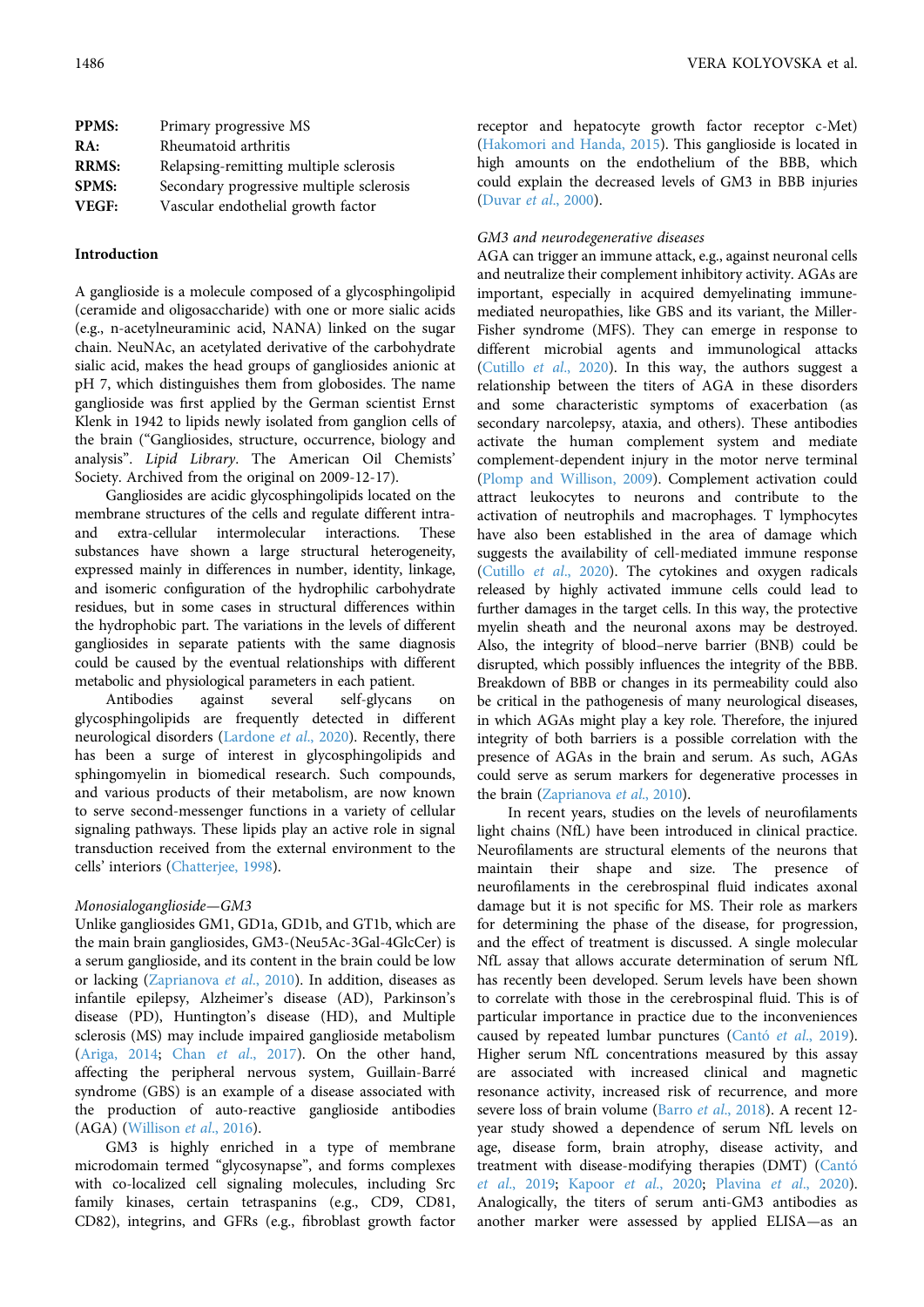| | |
|---|---|
| **PPMS:** | Primary progressive MS |
| **RA:** | Rheumatoid arthritis |
| **RRMS:** | Relapsing-remitting multiple sclerosis |
| **SPMS:** | Secondary progressive multiple sclerosis |
| **VEGF:** | Vascular endothelial growth factor |

## Introduction

A ganglioside is a molecule composed of a glycosphingolipid (ceramide and oligosaccharide) with one or more sialic acids (e.g., n-acetylneuraminic acid, NANA) linked on the sugar chain. NeuNAc, an acetylated derivative of the carbohydrate sialic acid, makes the head groups of gangliosides anionic at pH 7, which distinguishes them from globosides. The name ganglioside was first applied by the German scientist Ernst Klenk in 1942 to lipids newly isolated from ganglion cells of the brain ("Gangliosides, structure, occurrence, biology and analysis". *Lipid Library*. The American Oil Chemists' Society. Archived from the original on 2009-12-17).

Gangliosides are acidic glycosphingolipids located on the membrane structures of the cells and regulate different intra- and extra-cellular intermolecular interactions. These substances have shown a large structural heterogeneity, expressed mainly in differences in number, identity, linkage, and isomeric configuration of the hydrophilic carbohydrate residues, but in some cases in structural differences within the hydrophobic part. The variations in the levels of different gangliosides in separate patients with the same diagnosis could be caused by the eventual relationships with different metabolic and physiological parameters in each patient.

Antibodies against several self-glycans on glycosphingolipids are frequently detected in different neurological disorders (Lardone *et al.*, 2020). Recently, there has been a surge of interest in glycosphingolipids and sphingomyelin in biomedical research. Such compounds, and various products of their metabolism, are now known to serve second-messenger functions in a variety of cellular signaling pathways. These lipids play an active role in signal transduction received from the external environment to the cells' interiors (Chatterjee, 1998).

### *Monosialoganglioside—GM3*

Unlike gangliosides GM1, GD1a, GD1b, and GT1b, which are the main brain gangliosides, GM3-(Neu5Ac-3Gal-4GlcCer) is a serum ganglioside, and its content in the brain could be low or lacking (Zaprianova *et al.*, 2010). In addition, diseases as infantile epilepsy, Alzheimer's disease (AD), Parkinson's disease (PD), Huntington's disease (HD), and Multiple sclerosis (MS) may include impaired ganglioside metabolism (Ariga, 2014; Chan *et al.*, 2017). On the other hand, affecting the peripheral nervous system, Guillain-Barré syndrome (GBS) is an example of a disease associated with the production of auto-reactive ganglioside antibodies (AGA) (Willison *et al.*, 2016).

GM3 is highly enriched in a type of membrane microdomain termed "glycosynapse", and forms complexes with co-localized cell signaling molecules, including Src family kinases, certain tetraspanins (e.g., CD9, CD81, CD82), integrins, and GFRs (e.g., fibroblast growth factor receptor and hepatocyte growth factor receptor c-Met) (Hakomori and Handa, 2015). This ganglioside is located in high amounts on the endothelium of the BBB, which could explain the decreased levels of GM3 in BBB injuries (Duvar *et al.*, 2000).

### *GM3 and neurodegenerative diseases*

AGA can trigger an immune attack, e.g., against neuronal cells and neutralize their complement inhibitory activity. AGAs are important, especially in acquired demyelinating immune-mediated neuropathies, like GBS and its variant, the Miller-Fisher syndrome (MFS). They can emerge in response to different microbial agents and immunological attacks (Cutillo *et al.*, 2020). In this way, the authors suggest a relationship between the titers of AGA in these disorders and some characteristic symptoms of exacerbation (as secondary narcolepsy, ataxia, and others). These antibodies activate the human complement system and mediate complement-dependent injury in the motor nerve terminal (Plomp and Willison, 2009). Complement activation could attract leukocytes to neurons and contribute to the activation of neutrophils and macrophages. T lymphocytes have also been established in the area of damage which suggests the availability of cell-mediated immune response (Cutillo *et al.*, 2020). The cytokines and oxygen radicals released by highly activated immune cells could lead to further damages in the target cells. In this way, the protective myelin sheath and the neuronal axons may be destroyed. Also, the integrity of blood–nerve barrier (BNB) could be disrupted, which possibly influences the integrity of the BBB. Breakdown of BBB or changes in its permeability could also be critical in the pathogenesis of many neurological diseases, in which AGAs might play a key role. Therefore, the injured integrity of both barriers is a possible correlation with the presence of AGAs in the brain and serum. As such, AGAs could serve as serum markers for degenerative processes in the brain (Zaprianova *et al.*, 2010).

In recent years, studies on the levels of neurofilaments light chains (NfL) have been introduced in clinical practice. Neurofilaments are structural elements of the neurons that maintain their shape and size. The presence of neurofilaments in the cerebrospinal fluid indicates axonal damage but it is not specific for MS. Their role as markers for determining the phase of the disease, for progression, and the effect of treatment is discussed. A single molecular NfL assay that allows accurate determination of serum NfL has recently been developed. Serum levels have been shown to correlate with those in the cerebrospinal fluid. This is of particular importance in practice due to the inconveniences caused by repeated lumbar punctures (Cantó *et al.*, 2019). Higher serum NfL concentrations measured by this assay are associated with increased clinical and magnetic resonance activity, increased risk of recurrence, and more severe loss of brain volume (Barro *et al.*, 2018). A recent 12-year study showed a dependence of serum NfL levels on age, disease form, brain atrophy, disease activity, and treatment with disease-modifying therapies (DMT) (Cantó *et al.*, 2019; Kapoor *et al.*, 2020; Plavina *et al.*, 2020). Analogically, the titers of serum anti-GM3 antibodies as another marker were assessed by applied ELISA—as an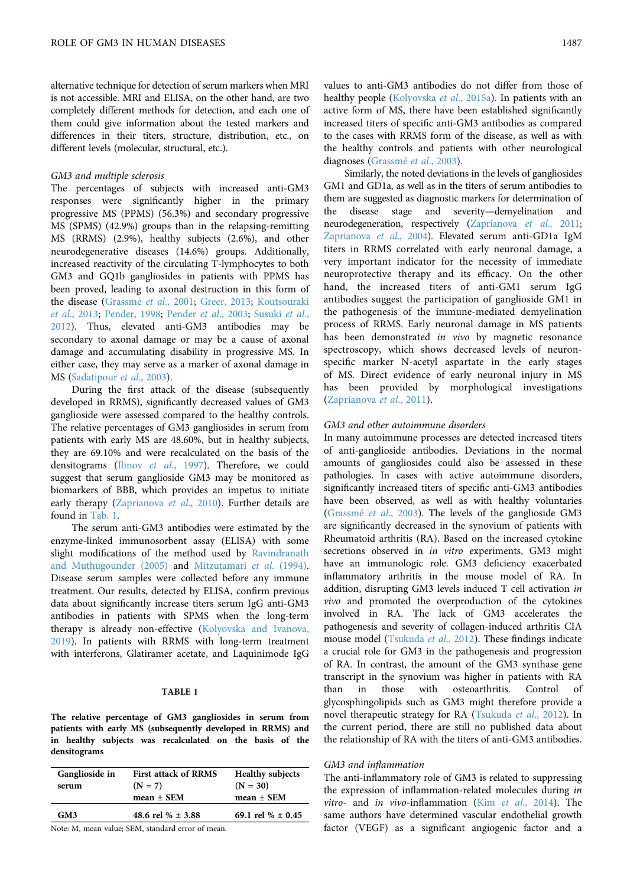alternative technique for detection of serum markers when MRI is not accessible. MRI and ELISA, on the other hand, are two completely different methods for detection, and each one of them could give information about the tested markers and differences in their titers, structure, distribution, etc., on different levels (molecular, structural, etc.).

### *GM3 and multiple sclerosis*

The percentages of subjects with increased anti-GM3 responses were significantly higher in the primary progressive MS (PPMS) (56.3%) and secondary progressive MS (SPMS) (42.9%) groups than in the relapsing-remitting MS (RRMS) (2.9%), healthy subjects (2.6%), and other neurodegenerative diseases (14.6%) groups. Additionally, increased reactivity of the circulating T-lymphocytes to both GM3 and GQ1b gangliosides in patients with PPMS has been proved, leading to axonal destruction in this form of the disease (Grassmé *et al.*, 2001; Greer, 2013; Koutsouraki *et al.*, 2013; Pender, 1998; Pender *et al.*, 2003; Susuki *et al.*, 2012). Thus, elevated anti-GM3 antibodies may be secondary to axonal damage or may be a cause of axonal damage and accumulating disability in progressive MS. In either case, they may serve as a marker of axonal damage in MS (Sadatipour *et al.*, 2003).

During the first attack of the disease (subsequently developed in RRMS), significantly decreased values of GM3 ganglioside were assessed compared to the healthy controls. The relative percentages of GM3 gangliosides in serum from patients with early MS are 48.60%, but in healthy subjects, they are 69.10% and were recalculated on the basis of the densitograms (Ilinov *et al.*, 1997). Therefore, we could suggest that serum ganglioside GM3 may be monitored as biomarkers of BBB, which provides an impetus to initiate early therapy (Zaprianova *et al.*, 2010). Further details are found in Tab. 1.

The serum anti-GM3 antibodies were estimated by the enzyme-linked immunosorbent assay (ELISA) with some slight modifications of the method used by Ravindranath and Muthugounder (2005) and Mitzutamari *et al.* (1994). Disease serum samples were collected before any immune treatment. Our results, detected by ELISA, confirm previous data about significantly increase titers serum IgG anti-GM3 antibodies in patients with SPMS when the long-term therapy is already non-effective (Kolyovska and Ivanova, 2019). In patients with RRMS with long-term treatment with interferons, Glatiramer acetate, and Laquinimode IgG values to anti-GM3 antibodies do not differ from those of healthy people (Kolyovska *et al.*, 2015a). In patients with an active form of MS, there have been established significantly increased titers of specific anti-GM3 antibodies as compared to the cases with RRMS form of the disease, as well as with the healthy controls and patients with other neurological diagnoses (Grassmé *et al.*, 2003).

**TABLE 1**

**The relative percentage of GM3 gangliosides in serum from patients with early MS (subsequently developed in RRMS) and in healthy subjects was recalculated on the basis of the densitograms**

| Ganglioside in serum | First attack of RRMS (N = 7) mean ± SEM | Healthy subjects (N = 30) mean ± SEM |
|---|---|---|
| GM3 | 48.6 rel % ± 3.88 | 69.1 rel % ± 0.45 |

Note: M, mean value; SEM, standard error of mean.

Similarly, the noted deviations in the levels of gangliosides GM1 and GD1a, as well as in the titers of serum antibodies to them are suggested as diagnostic markers for determination of the disease stage and severity—demyelination and neurodegeneration, respectively (Zaprianova *et al.*, 2011; Zaprianova *et al.*, 2004). Elevated serum anti-GD1a IgM titers in RRMS correlated with early neuronal damage, a very important indicator for the necessity of immediate neuroprotective therapy and its efficacy. On the other hand, the increased titers of anti-GM1 serum IgG antibodies suggest the participation of ganglioside GM1 in the pathogenesis of the immune-mediated demyelination process of RRMS. Early neuronal damage in MS patients has been demonstrated *in vivo* by magnetic resonance spectroscopy, which shows decreased levels of neuron-specific marker N-acetyl aspartate in the early stages of MS. Direct evidence of early neuronal injury in MS has been provided by morphological investigations (Zaprianova *et al.*, 2011).

### *GM3 and other autoimmune disorders*

In many autoimmune processes are detected increased titers of anti-ganglioside antibodies. Deviations in the normal amounts of gangliosides could also be assessed in these pathologies. In cases with active autoimmune disorders, significantly increased titers of specific anti-GM3 antibodies have been observed, as well as with healthy voluntaries (Grassmé *et al.*, 2003). The levels of the ganglioside GM3 are significantly decreased in the synovium of patients with Rheumatoid arthritis (RA). Based on the increased cytokine secretions observed in *in vitro* experiments, GM3 might have an immunologic role. GM3 deficiency exacerbated inflammatory arthritis in the mouse model of RA. In addition, disrupting GM3 levels induced T cell activation *in vivo* and promoted the overproduction of the cytokines involved in RA. The lack of GM3 accelerates the pathogenesis and severity of collagen-induced arthritis CIA mouse model (Tsukuda *et al.*, 2012). These findings indicate a crucial role for GM3 in the pathogenesis and progression of RA. In contrast, the amount of the GM3 synthase gene transcript in the synovium was higher in patients with RA than in those with osteoarthritis. Control of glycosphingolipids such as GM3 might therefore provide a novel therapeutic strategy for RA (Tsukuda *et al.*, 2012). In the current period, there are still no published data about the relationship of RA with the titers of anti-GM3 antibodies.

### *GM3 and inflammation*

The anti-inflammatory role of GM3 is related to suppressing the expression of inflammation-related molecules during *in vitro*- and *in vivo*-inflammation (Kim *et al.*, 2014). The same authors have determined vascular endothelial growth factor (VEGF) as a significant angiogenic factor and a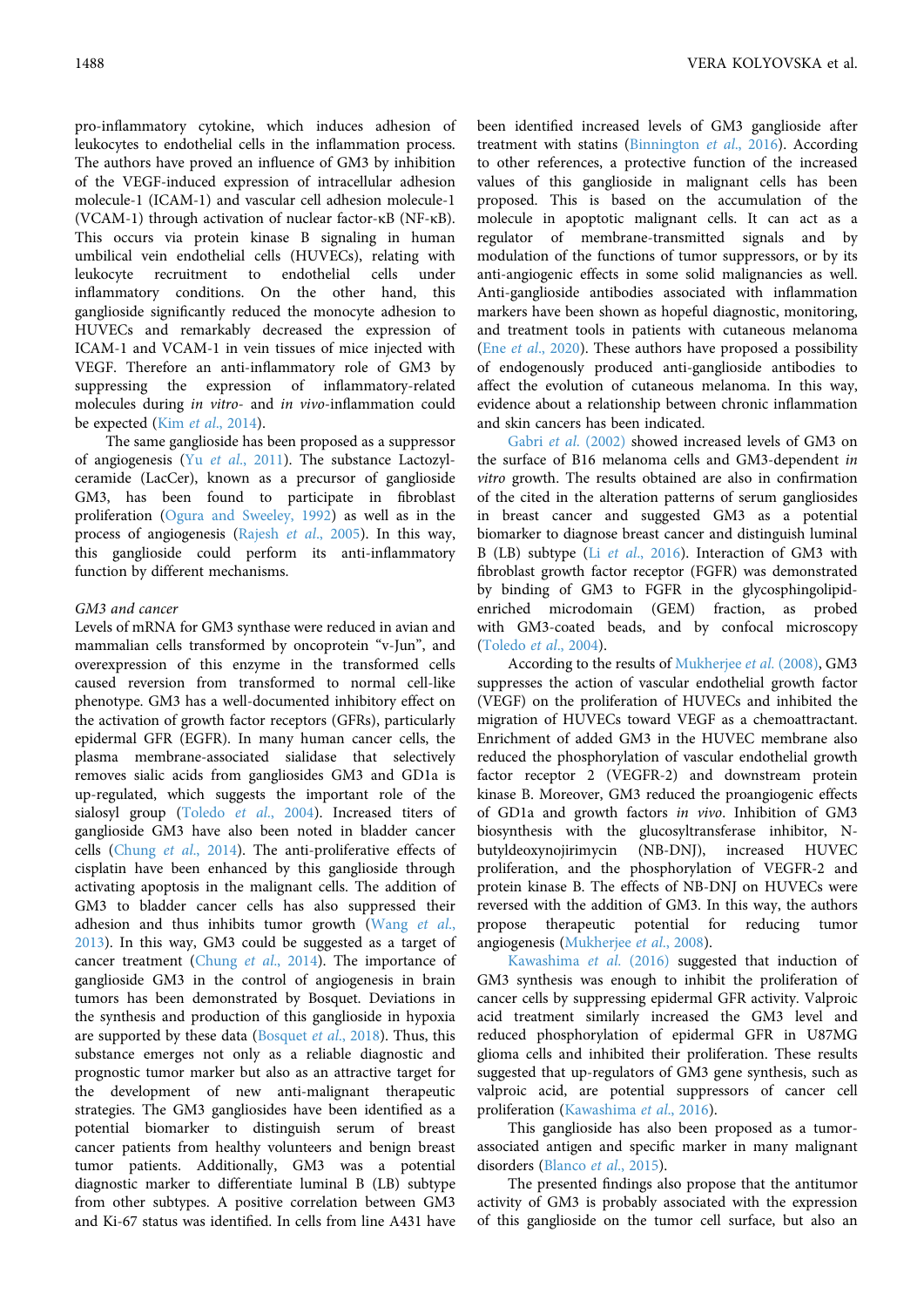pro-inflammatory cytokine, which induces adhesion of leukocytes to endothelial cells in the inflammation process. The authors have proved an influence of GM3 by inhibition of the VEGF-induced expression of intracellular adhesion molecule-1 (ICAM-1) and vascular cell adhesion molecule-1 (VCAM-1) through activation of nuclear factor-κB (NF-κB). This occurs via protein kinase B signaling in human umbilical vein endothelial cells (HUVECs), relating with leukocyte recruitment to endothelial cells under inflammatory conditions. On the other hand, this ganglioside significantly reduced the monocyte adhesion to HUVECs and remarkably decreased the expression of ICAM-1 and VCAM-1 in vein tissues of mice injected with VEGF. Therefore an anti-inflammatory role of GM3 by suppressing the expression of inflammatory-related molecules during *in vitro*- and *in vivo*-inflammation could be expected (Kim *et al.*, 2014).

The same ganglioside has been proposed as a suppressor of angiogenesis (Yu *et al.*, 2011). The substance Lactozyl-ceramide (LacCer), known as a precursor of ganglioside GM3, has been found to participate in fibroblast proliferation (Ogura and Sweeley, 1992) as well as in the process of angiogenesis (Rajesh *et al.*, 2005). In this way, this ganglioside could perform its anti-inflammatory function by different mechanisms.

*GM3 and cancer*

Levels of mRNA for GM3 synthase were reduced in avian and mammalian cells transformed by oncoprotein "v-Jun", and overexpression of this enzyme in the transformed cells caused reversion from transformed to normal cell-like phenotype. GM3 has a well-documented inhibitory effect on the activation of growth factor receptors (GFRs), particularly epidermal GFR (EGFR). In many human cancer cells, the plasma membrane-associated sialidase that selectively removes sialic acids from gangliosides GM3 and GD1a is up-regulated, which suggests the important role of the sialosyl group (Toledo *et al.*, 2004). Increased titers of ganglioside GM3 have also been noted in bladder cancer cells (Chung *et al.*, 2014). The anti-proliferative effects of cisplatin have been enhanced by this ganglioside through activating apoptosis in the malignant cells. The addition of GM3 to bladder cancer cells has also suppressed their adhesion and thus inhibits tumor growth (Wang *et al.*, 2013). In this way, GM3 could be suggested as a target of cancer treatment (Chung *et al.*, 2014). The importance of ganglioside GM3 in the control of angiogenesis in brain tumors has been demonstrated by Bosquet. Deviations in the synthesis and production of this ganglioside in hypoxia are supported by these data (Bosquet *et al.*, 2018). Thus, this substance emerges not only as a reliable diagnostic and prognostic tumor marker but also as an attractive target for the development of new anti-malignant therapeutic strategies. The GM3 gangliosides have been identified as a potential biomarker to distinguish serum of breast cancer patients from healthy volunteers and benign breast tumor patients. Additionally, GM3 was a potential diagnostic marker to differentiate luminal B (LB) subtype from other subtypes. A positive correlation between GM3 and Ki-67 status was identified. In cells from line A431 have been identified increased levels of GM3 ganglioside after treatment with statins (Binnington *et al.*, 2016). According to other references, a protective function of the increased values of this ganglioside in malignant cells has been proposed. This is based on the accumulation of the molecule in apoptotic malignant cells. It can act as a regulator of membrane-transmitted signals and by modulation of the functions of tumor suppressors, or by its anti-angiogenic effects in some solid malignancies as well. Anti-ganglioside antibodies associated with inflammation markers have been shown as hopeful diagnostic, monitoring, and treatment tools in patients with cutaneous melanoma (Ene *et al.*, 2020). These authors have proposed a possibility of endogenously produced anti-ganglioside antibodies to affect the evolution of cutaneous melanoma. In this way, evidence about a relationship between chronic inflammation and skin cancers has been indicated.

Gabri *et al.* (2002) showed increased levels of GM3 on the surface of B16 melanoma cells and GM3-dependent *in vitro* growth. The results obtained are also in confirmation of the cited in the alteration patterns of serum gangliosides in breast cancer and suggested GM3 as a potential biomarker to diagnose breast cancer and distinguish luminal B (LB) subtype (Li *et al.*, 2016). Interaction of GM3 with fibroblast growth factor receptor (FGFR) was demonstrated by binding of GM3 to FGFR in the glycosphingolipid-enriched microdomain (GEM) fraction, as probed with GM3-coated beads, and by confocal microscopy (Toledo *et al.*, 2004).

According to the results of Mukherjee *et al.* (2008), GM3 suppresses the action of vascular endothelial growth factor (VEGF) on the proliferation of HUVECs and inhibited the migration of HUVECs toward VEGF as a chemoattractant. Enrichment of added GM3 in the HUVEC membrane also reduced the phosphorylation of vascular endothelial growth factor receptor 2 (VEGFR-2) and downstream protein kinase B. Moreover, GM3 reduced the proangiogenic effects of GD1a and growth factors *in vivo*. Inhibition of GM3 biosynthesis with the glucosyltransferase inhibitor, N-butyldeoxynojirimycin (NB-DNJ), increased HUVEC proliferation, and the phosphorylation of VEGFR-2 and protein kinase B. The effects of NB-DNJ on HUVECs were reversed with the addition of GM3. In this way, the authors propose therapeutic potential for reducing tumor angiogenesis (Mukherjee *et al.*, 2008).

Kawashima *et al.* (2016) suggested that induction of GM3 synthesis was enough to inhibit the proliferation of cancer cells by suppressing epidermal GFR activity. Valproic acid treatment similarly increased the GM3 level and reduced phosphorylation of epidermal GFR in U87MG glioma cells and inhibited their proliferation. These results suggested that up-regulators of GM3 gene synthesis, such as valproic acid, are potential suppressors of cancer cell proliferation (Kawashima *et al.*, 2016).

This ganglioside has also been proposed as a tumor-associated antigen and specific marker in many malignant disorders (Blanco *et al.*, 2015).

The presented findings also propose that the antitumor activity of GM3 is probably associated with the expression of this ganglioside on the tumor cell surface, but also an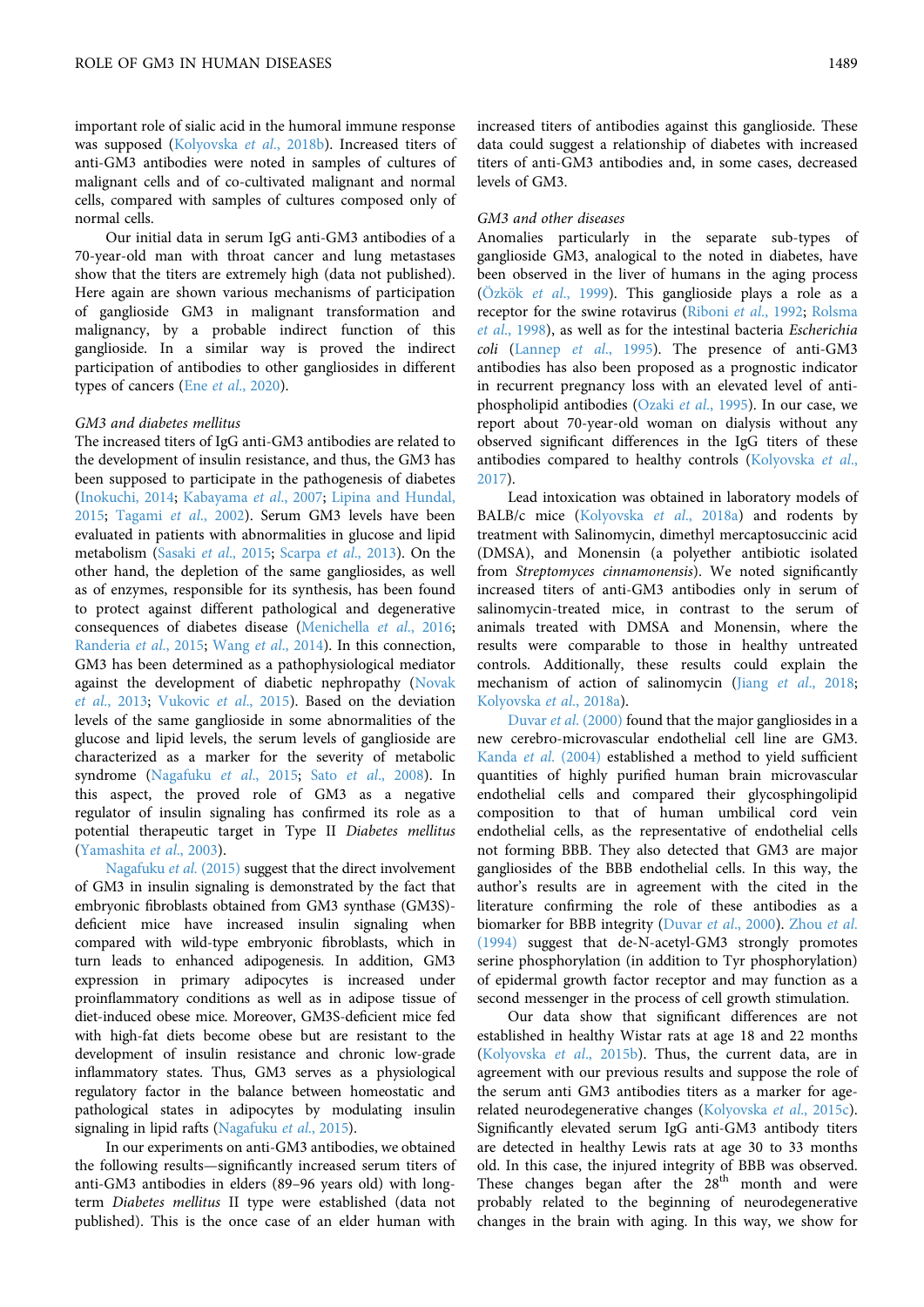important role of sialic acid in the humoral immune response was supposed (Kolyovska *et al.*, 2018b). Increased titers of anti-GM3 antibodies were noted in samples of cultures of malignant cells and of co-cultivated malignant and normal cells, compared with samples of cultures composed only of normal cells.

Our initial data in serum IgG anti-GM3 antibodies of a 70-year-old man with throat cancer and lung metastases show that the titers are extremely high (data not published). Here again are shown various mechanisms of participation of ganglioside GM3 in malignant transformation and malignancy, by a probable indirect function of this ganglioside. In a similar way is proved the indirect participation of antibodies to other gangliosides in different types of cancers (Ene *et al.*, 2020).

### GM3 and diabetes mellitus

The increased titers of IgG anti-GM3 antibodies are related to the development of insulin resistance, and thus, the GM3 has been supposed to participate in the pathogenesis of diabetes (Inokuchi, 2014; Kabayama *et al.*, 2007; Lipina and Hundal, 2015; Tagami *et al.*, 2002). Serum GM3 levels have been evaluated in patients with abnormalities in glucose and lipid metabolism (Sasaki *et al.*, 2015; Scarpa *et al.*, 2013). On the other hand, the depletion of the same gangliosides, as well as of enzymes, responsible for its synthesis, has been found to protect against different pathological and degenerative consequences of diabetes disease (Menichella *et al.*, 2016; Randeria *et al.*, 2015; Wang *et al.*, 2014). In this connection, GM3 has been determined as a pathophysiological mediator against the development of diabetic nephropathy (Novak *et al.*, 2013; Vukovic *et al.*, 2015). Based on the deviation levels of the same ganglioside in some abnormalities of the glucose and lipid levels, the serum levels of ganglioside are characterized as a marker for the severity of metabolic syndrome (Nagafuku *et al.*, 2015; Sato *et al.*, 2008). In this aspect, the proved role of GM3 as a negative regulator of insulin signaling has confirmed its role as a potential therapeutic target in Type II *Diabetes mellitus* (Yamashita *et al.*, 2003).

Nagafuku *et al.* (2015) suggest that the direct involvement of GM3 in insulin signaling is demonstrated by the fact that embryonic fibroblasts obtained from GM3 synthase (GM3S)-deficient mice have increased insulin signaling when compared with wild-type embryonic fibroblasts, which in turn leads to enhanced adipogenesis. In addition, GM3 expression in primary adipocytes is increased under proinflammatory conditions as well as in adipose tissue of diet-induced obese mice. Moreover, GM3S-deficient mice fed with high-fat diets become obese but are resistant to the development of insulin resistance and chronic low-grade inflammatory states. Thus, GM3 serves as a physiological regulatory factor in the balance between homeostatic and pathological states in adipocytes by modulating insulin signaling in lipid rafts (Nagafuku *et al.*, 2015).

In our experiments on anti-GM3 antibodies, we obtained the following results—significantly increased serum titers of anti-GM3 antibodies in elders (89–96 years old) with long-term *Diabetes mellitus* II type were established (data not published). This is the once case of an elder human with increased titers of antibodies against this ganglioside. These data could suggest a relationship of diabetes with increased titers of anti-GM3 antibodies and, in some cases, decreased levels of GM3.

### GM3 and other diseases

Anomalies particularly in the separate sub-types of ganglioside GM3, analogical to the noted in diabetes, have been observed in the liver of humans in the aging process (Özkök *et al.*, 1999). This ganglioside plays a role as a receptor for the swine rotavirus (Riboni *et al.*, 1992; Rolsma *et al.*, 1998), as well as for the intestinal bacteria *Escherichia coli* (Lannep *et al.*, 1995). The presence of anti-GM3 antibodies has also been proposed as a prognostic indicator in recurrent pregnancy loss with an elevated level of anti-phospholipid antibodies (Ozaki *et al.*, 1995). In our case, we report about 70-year-old woman on dialysis without any observed significant differences in the IgG titers of these antibodies compared to healthy controls (Kolyovska *et al.*, 2017).

Lead intoxication was obtained in laboratory models of BALB/c mice (Kolyovska *et al.*, 2018a) and rodents by treatment with Salinomycin, dimethyl mercaptosuccinic acid (DMSA), and Monensin (a polyether antibiotic isolated from *Streptomyces cinnamonensis*). We noted significantly increased titers of anti-GM3 antibodies only in serum of salinomycin-treated mice, in contrast to the serum of animals treated with DMSA and Monensin, where the results were comparable to those in healthy untreated controls. Additionally, these results could explain the mechanism of action of salinomycin (Jiang *et al.*, 2018; Kolyovska *et al.*, 2018a).

Duvar *et al.* (2000) found that the major gangliosides in a new cerebro-microvascular endothelial cell line are GM3. Kanda *et al.* (2004) established a method to yield sufficient quantities of highly purified human brain microvascular endothelial cells and compared their glycosphingolipid composition to that of human umbilical cord vein endothelial cells, as the representative of endothelial cells not forming BBB. They also detected that GM3 are major gangliosides of the BBB endothelial cells. In this way, the author's results are in agreement with the cited in the literature confirming the role of these antibodies as a biomarker for BBB integrity (Duvar *et al.*, 2000). Zhou *et al.* (1994) suggest that de-N-acetyl-GM3 strongly promotes serine phosphorylation (in addition to Tyr phosphorylation) of epidermal growth factor receptor and may function as a second messenger in the process of cell growth stimulation.

Our data show that significant differences are not established in healthy Wistar rats at age 18 and 22 months (Kolyovska *et al.*, 2015b). Thus, the current data, are in agreement with our previous results and suppose the role of the serum anti GM3 antibodies titers as a marker for age-related neurodegenerative changes (Kolyovska *et al.*, 2015c). Significantly elevated serum IgG anti-GM3 antibody titers are detected in healthy Lewis rats at age 30 to 33 months old. In this case, the injured integrity of BBB was observed. These changes began after the 28th month and were probably related to the beginning of neurodegenerative changes in the brain with aging. In this way, we show for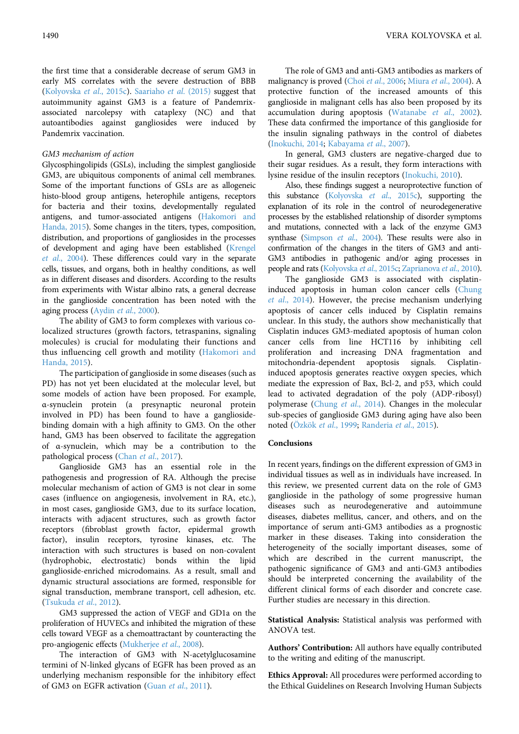the first time that a considerable decrease of serum GM3 in early MS correlates with the severe destruction of BBB (Kolyovska et al., 2015c). Saariaho et al. (2015) suggest that autoimmunity against GM3 is a feature of Pandemrix-associated narcolepsy with cataplexy (NC) and that autoantibodies against gangliosides were induced by Pandemrix vaccination.

*GM3 mechanism of action*

Glycosphingolipids (GSLs), including the simplest ganglioside GM3, are ubiquitous components of animal cell membranes. Some of the important functions of GSLs are as allogeneic histo-blood group antigens, heterophile antigens, receptors for bacteria and their toxins, developmentally regulated antigens, and tumor-associated antigens (Hakomori and Handa, 2015). Some changes in the titers, types, composition, distribution, and proportions of gangliosides in the processes of development and aging have been established (Krengel et al., 2004). These differences could vary in the separate cells, tissues, and organs, both in healthy conditions, as well as in different diseases and disorders. According to the results from experiments with Wistar albino rats, a general decrease in the ganglioside concentration has been noted with the aging process (Aydin et al., 2000).

The ability of GM3 to form complexes with various co-localized structures (growth factors, tetraspanins, signaling molecules) is crucial for modulating their functions and thus influencing cell growth and motility (Hakomori and Handa, 2015).

The participation of ganglioside in some diseases (such as PD) has not yet been elucidated at the molecular level, but some models of action have been proposed. For example, α-synuclein protein (a presynaptic neuronal protein involved in PD) has been found to have a ganglioside-binding domain with a high affinity to GM3. On the other hand, GM3 has been observed to facilitate the aggregation of α-synuclein, which may be a contribution to the pathological process (Chan et al., 2017).

Ganglioside GM3 has an essential role in the pathogenesis and progression of RA. Although the precise molecular mechanism of action of GM3 is not clear in some cases (influence on angiogenesis, involvement in RA, etc.), in most cases, gangliosde GM3, due to its surface location, interacts with adjacent structures, such as growth factor receptors (fibroblast growth factor, epidermal growth factor), insulin receptors, tyrosine kinases, etc. The interaction with such structures is based on non-covalent (hydrophobic, electrostatic) bonds within the lipid ganglioside-enriched microdomains. As a result, small and dynamic structural associations are formed, responsible for signal transduction, membrane transport, cell adhesion, etc. (Tsukuda et al., 2012).

GM3 suppressed the action of VEGF and GD1a on the proliferation of HUVECs and inhibited the migration of these cells toward VEGF as a chemoattractant by counteracting the pro-angiogenic effects (Mukherjee et al., 2008).

The interaction of GM3 with N-acetylglucosamine termini of N-linked glycans of EGFR has been proved as an underlying mechanism responsible for the inhibitory effect of GM3 on EGFR activation (Guan et al., 2011).

The role of GM3 and anti-GM3 antibodies as markers of malignancy is proved (Choi et al., 2006; Miura et al., 2004). A protective function of the increased amounts of this ganglioside in malignant cells has also been proposed by its accumulation during apoptosis (Watanabe et al., 2002). These data confirmed the importance of this ganglioside for the insulin signaling pathways in the control of diabetes (Inokuchi, 2014; Kabayama et al., 2007).

In general, GM3 clusters are negative-charged due to their sugar residues. As a result, they form interactions with lysine residue of the insulin receptors (Inokuchi, 2010).

Also, these findings suggest a neuroprotective function of this substance (Kolyovska et al., 2015c), supporting the explanation of its role in the control of neurodegenerative processes by the established relationship of disorder symptoms and mutations, connected with a lack of the enzyme GM3 synthase (Simpson et al., 2004). These results were also in confirmation of the changes in the titers of GM3 and anti-GM3 antibodies in pathogenic and/or aging processes in people and rats (Kolyovska et al., 2015c; Zaprianova et al., 2010).

The ganglioside GM3 is associated with cisplatin-induced apoptosis in human colon cancer cells (Chung et al., 2014). However, the precise mechanism underlying apoptosis of cancer cells induced by Cisplatin remains unclear. In this study, the authors show mechanistically that Cisplatin induces GM3-mediated apoptosis of human colon cancer cells from line HCT116 by inhibiting cell proliferation and increasing DNA fragmentation and mitochondria-dependent apoptosis signals. Cisplatin-induced apoptosis generates reactive oxygen species, which mediate the expression of Bax, Bcl-2, and p53, which could lead to activated degradation of the poly (ADP-ribosyl) polymerase (Chung et al., 2014). Changes in the molecular sub-species of ganglioside GM3 during aging have also been noted (Özkök et al., 1999; Randeria et al., 2015).

## Conclusions

In recent years, findings on the different expression of GM3 in individual tissues as well as in individuals have increased. In this review, we presented current data on the role of GM3 ganglioside in the pathology of some progressive human diseases such as neurodegenerative and autoimmune diseases, diabetes mellitus, cancer, and others, and on the importance of serum anti-GM3 antibodies as a prognostic marker in these diseases. Taking into consideration the heterogeneity of the socially important diseases, some of which are described in the current manuscript, the pathogenic significance of GM3 and anti-GM3 antibodies should be interpreted concerning the availability of the different clinical forms of each disorder and concrete case. Further studies are necessary in this direction.

**Statistical Analysis:** Statistical analysis was performed with ANOVA test.

**Authors' Contribution:** All authors have equally contributed to the writing and editing of the manuscript.

**Ethics Approval:** All procedures were performed according to the Ethical Guidelines on Research Involving Human Subjects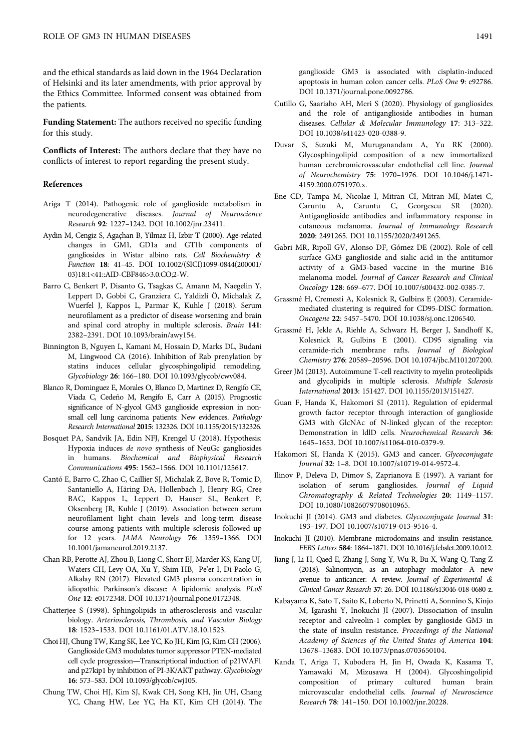and the ethical standards as laid down in the 1964 Declaration of Helsinki and its later amendments, with prior approval by the Ethics Committee. Informed consent was obtained from the patients.

**Funding Statement:** The authors received no specific funding for this study.

**Conflicts of Interest:** The authors declare that they have no conflicts of interest to report regarding the present study.

## References

Ariga T (2014). Pathogenic role of ganglioside metabolism in neurodegenerative diseases. *Journal of Neuroscience Research* **92**: 1227–1242. DOI 10.1002/jnr.23411.

Aydin M, Cengiz S, Agaçhan B, Yilmaz H, Izbir T (2000). Age-related changes in GM1, GD1a and GT1b components of gangliosides in Wistar albino rats. *Cell Biochemistry & Function* **18**: 41–45. DOI 10.1002/(SICI)1099-0844(200001/03)18:1<41::AID-CBF846>3.0.CO;2-W.

Barro C, Benkert P, Disanto G, Tsagkas C, Amann M, Naegelin Y, Leppert D, Gobbi C, Granziera C, Yaldizli Ö, Michalak Z, Wuerfel J, Kappos L, Parmar K, Kuhle J (2018). Serum neurofilament as a predictor of disease worsening and brain and spinal cord atrophy in multiple sclerosis. *Brain* **141**: 2382–2391. DOI 10.1093/brain/awy154.

Binnington B, Nguyen L, Kamani M, Hossain D, Marks DL, Budani M, Lingwood CA (2016). Inhibition of Rab prenylation by statins induces cellular glycosphingolipid remodeling. *Glycobiology* **26**: 166–180. DOI 10.1093/glycob/cwv084.

Blanco R, Dominguez E, Morales O, Blanco D, Martinez D, Rengifo CE, Viada C, Cedeño M, Rengifo E, Carr A (2015). Prognostic significance of N-glycol GM3 ganglioside expression in non-small cell lung carcinoma patients: New evidences. *Pathology Research International* **2015**: 132326. DOI 10.1155/2015/132326.

Bosquet PA, Sandvik JA, Edin NFJ, Krengel U (2018). Hypothesis: Hypoxia induces *de novo* synthesis of NeuGc gangliosides in humans. *Biochemical and Biophysical Research Communications* **495**: 1562–1566. DOI 10.1101/125617.

Cantó E, Barro C, Zhao C, Caillier SJ, Michalak Z, Bove R, Tomic D, Santaniello A, Häring DA, Hollenbach J, Henry RG, Cree BAC, Kappos L, Leppert D, Hauser SL, Benkert P, Oksenberg JR, Kuhle J (2019). Association between serum neurofilament light chain levels and long-term disease course among patients with multiple sclerosis followed up for 12 years. *JAMA Neurology* **76**: 1359–1366. DOI 10.1001/jamaneurol.2019.2137.

Chan RB, Perotte AJ, Zhou B, Liong C, Shorr EJ, Marder KS, Kang UJ, Waters CH, Levy OA, Xu Y, Shim HB, Pe'er I, Di Paolo G, Alkalay RN (2017). Elevated GM3 plasma concentration in idiopathic Parkinson's disease: A lipidomic analysis. *PLoS One* **12**: e0172348. DOI 10.1371/journal.pone.0172348.

Chatterjee S (1998). Sphingolipids in atherosclerosis and vascular biology. *Arteriosclerosis, Thrombosis, and Vascular Biology* **18**: 1523–1533. DOI 10.1161/01.ATV.18.10.1523.

Choi HJ, Chung TW, Kang SK, Lee YC, Ko JH, Kim JG, Kim CH (2006). Ganglioside GM3 modulates tumor suppressor PTEN-mediated cell cycle progression—Transcriptional induction of p21WAF1 and p27kip1 by inhibition of PI-3K/AKT pathway. *Glycobiology* **16**: 573–583. DOI 10.1093/glycob/cwj105.

Chung TW, Choi HJ, Kim SJ, Kwak CH, Song KH, Jin UH, Chang YC, Chang HW, Lee YC, Ha KT, Kim CH (2014). The ganglioside GM3 is associated with cisplatin-induced apoptosis in human colon cancer cells. *PLoS One* **9**: e92786. DOI 10.1371/journal.pone.0092786.

Cutillo G, Saariaho AH, Meri S (2020). Physiology of gangliosides and the role of antiganglioside antibodies in human diseases. *Cellular & Molecular Immunology* **17**: 313–322. DOI 10.1038/s41423-020-0388-9.

Duvar S, Suzuki M, Muruganandam A, Yu RK (2000). Glycosphingolipid composition of a new immortalized human cerebromicrovascular endothelial cell line. *Journal of Neurochemistry* **75**: 1970–1976. DOI 10.1046/j.1471-4159.2000.0751970.x.

Ene CD, Tampa M, Nicolae I, Mitran CI, Mitran MI, Matei C, Caruntu A, Caruntu C, Georgescu SR (2020). Antiganglioside antibodies and inflammatory response in cutaneous melanoma. *Journal of Immunology Research* **2020**: 2491265. DOI 10.1155/2020/2491265.

Gabri MR, Ripoll GV, Alonso DF, Gómez DE (2002). Role of cell surface GM3 ganglioside and sialic acid in the antitumor activity of a GM3-based vaccine in the murine B16 melanoma model. *Journal of Cancer Research and Clinical Oncology* **128**: 669–677. DOI 10.1007/s00432-002-0385-7.

Grassmé H, Cremesti A, Kolesnick R, Gulbins E (2003). Ceramide-mediated clustering is required for CD95-DISC formation. *Oncogene* **22**: 5457–5470. DOI 10.1038/sj.onc.1206540.

Grassmé H, Jekle A, Riehle A, Schwarz H, Berger J, Sandhoff K, Kolesnick R, Gulbins E (2001). CD95 signaling via ceramide-rich membrane rafts. *Journal of Biological Chemistry* **276**: 20589–20596. DOI 10.1074/jbc.M101207200.

Greer JM (2013). Autoimmune T-cell reactivity to myelin proteolipids and glycolipids in multiple sclerosis. *Multiple Sclerosis International* **2013**: 151427. DOI 10.1155/2013/151427.

Guan F, Handa K, Hakomori SI (2011). Regulation of epidermal growth factor receptor through interaction of ganglioside GM3 with GlcNAc of N-linked glycan of the receptor: Demonstration in ldlD cells. *Neurochemical Research* **36**: 1645–1653. DOI 10.1007/s11064-010-0379-9.

Hakomori SI, Handa K (2015). GM3 and cancer. *Glycoconjugate Journal* **32**: 1–8. DOI 10.1007/s10719-014-9572-4.

Ilinov P, Deleva D, Dimov S, Zaprianova E (1997). A variant for isolation of serum gangliosides. *Journal of Liquid Chromatography & Related Technologies* **20**: 1149–1157. DOI 10.1080/10826079708010965.

Inokuchi JI (2014). GM3 and diabetes. *Glycoconjugate Journal* **31**: 193–197. DOI 10.1007/s10719-013-9516-4.

Inokuchi JI (2010). Membrane microdomains and insulin resistance. *FEBS Letters* **584**: 1864–1871. DOI 10.1016/j.febslet.2009.10.012.

Jiang J, Li H, Qaed E, Zhang J, Song Y, Wu R, Bu X, Wang Q, Tang Z (2018). Salinomycin, as an autophagy modulator—A new avenue to anticancer: A review. *Journal of Experimental & Clinical Cancer Research* **37**: 26. DOI 10.1186/s13046-018-0680-z.

Kabayama K, Sato T, Saito K, Loberto N, Prinetti A, Sonnino S, Kinjo M, Igarashi Y, Inokuchi JI (2007). Dissociation of insulin receptor and calveolin-1 complex by ganglioside GM3 in the state of insulin resistance. *Proceedings of the National Academy of Sciences of the United States of America* **104**: 13678–13683. DOI 10.1073/pnas.0703650104.

Kanda T, Ariga T, Kubodera H, Jin H, Owada K, Kasama T, Yamawaki M, Mizusawa H (2004). Glycoshingolipid composition of primary cultured human brain microvascular endothelial cells. *Journal of Neuroscience Research* **78**: 141–150. DOI 10.1002/jnr.20228.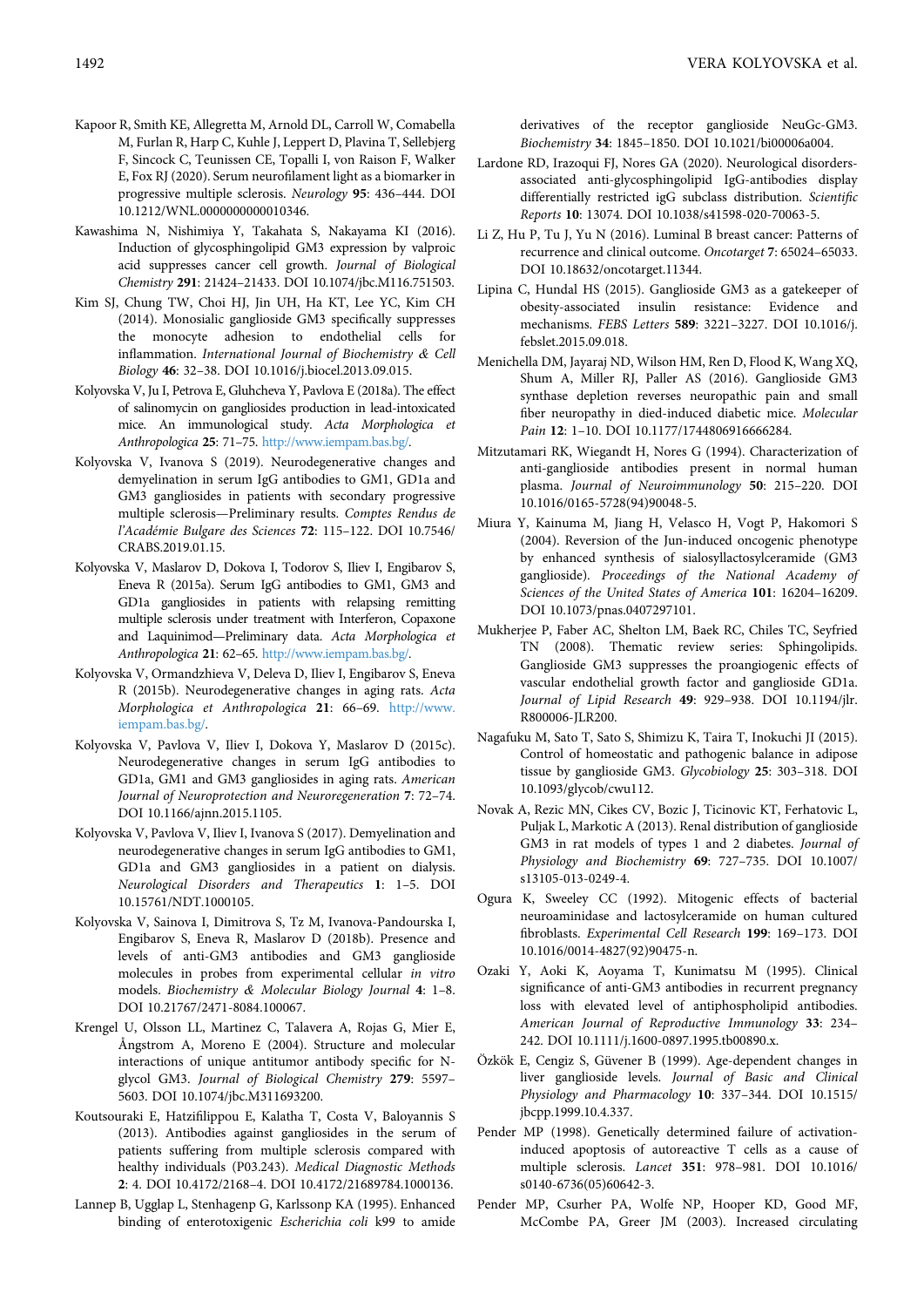Kapoor R, Smith KE, Allegretta M, Arnold DL, Carroll W, Comabella M, Furlan R, Harp C, Kuhle J, Leppert D, Plavina T, Sellebjerg F, Sincock C, Teunissen CE, Topalli I, von Raison F, Walker E, Fox RJ (2020). Serum neurofilament light as a biomarker in progressive multiple sclerosis. *Neurology* **95**: 436–444. DOI 10.1212/WNL.0000000000010346.

Kawashima N, Nishimiya Y, Takahata S, Nakayama KI (2016). Induction of glycosphingolipid GM3 expression by valproic acid suppresses cancer cell growth. *Journal of Biological Chemistry* **291**: 21424–21433. DOI 10.1074/jbc.M116.751503.

Kim SJ, Chung TW, Choi HJ, Jin UH, Ha KT, Lee YC, Kim CH (2014). Monosialic ganglioside GM3 specifically suppresses the monocyte adhesion to endothelial cells for inflammation. *International Journal of Biochemistry & Cell Biology* **46**: 32–38. DOI 10.1016/j.biocel.2013.09.015.

Kolyovska V, Ju I, Petrova E, Gluhcheva Y, Pavlova E (2018a). The effect of salinomycin on gangliosides production in lead-intoxicated mice. An immunological study. *Acta Morphologica et Anthropologica* **25**: 71–75. http://www.iempam.bas.bg/.

Kolyovska V, Ivanova S (2019). Neurodegenerative changes and demyelination in serum IgG antibodies to GM1, GD1a and GM3 gangliosides in patients with secondary progressive multiple sclerosis—Preliminary results. *Comptes Rendus de l'Académie Bulgare des Sciences* **72**: 115–122. DOI 10.7546/CRABS.2019.01.15.

Kolyovska V, Maslarov D, Dokova I, Todorov S, Iliev I, Engibarov S, Eneva R (2015a). Serum IgG antibodies to GM1, GM3 and GD1a gangliosides in patients with relapsing remitting multiple sclerosis under treatment with Interferon, Copaxone and Laquinimod—Preliminary data. *Acta Morphologica et Anthropologica* **21**: 62–65. http://www.iempam.bas.bg/.

Kolyovska V, Ormandzhieva V, Deleva D, Iliev I, Engibarov S, Eneva R (2015b). Neurodegenerative changes in aging rats. *Acta Morphologica et Anthropologica* **21**: 66–69. http://www.iempam.bas.bg/.

Kolyovska V, Pavlova V, Iliev I, Dokova Y, Maslarov D (2015c). Neurodegenerative changes in serum IgG antibodies to GD1a, GM1 and GM3 gangliosides in aging rats. *American Journal of Neuroprotection and Neuroregeneration* **7**: 72–74. DOI 10.1166/ajnn.2015.1105.

Kolyovska V, Pavlova V, Iliev I, Ivanova S (2017). Demyelination and neurodegenerative changes in serum IgG antibodies to GM1, GD1a and GM3 gangliosides in a patient on dialysis. *Neurological Disorders and Therapeutics* **1**: 1–5. DOI 10.15761/NDT.1000105.

Kolyovska V, Sainova I, Dimitrova S, Tz M, Ivanova-Pandourska I, Engibarov S, Eneva R, Maslarov D (2018b). Presence and levels of anti-GM3 antibodies and GM3 ganglioside molecules in probes from experimental cellular *in vitro* models. *Biochemistry & Molecular Biology Journal* **4**: 1–8. DOI 10.21767/2471-8084.100067.

Krengel U, Olsson LL, Martinez C, Talavera A, Rojas G, Mier E, Ångstrom A, Moreno E (2004). Structure and molecular interactions of unique antitumor antibody specific for N-glycol GM3. *Journal of Biological Chemistry* **279**: 5597–5603. DOI 10.1074/jbc.M311693200.

Koutsouraki E, Hatzifilippou E, Kalatha T, Costa V, Baloyannis S (2013). Antibodies against gangliosides in the serum of patients suffering from multiple sclerosis compared with healthy individuals (P03.243). *Medical Diagnostic Methods* **2**: 4. DOI 10.4172/2168–4. DOI 10.4172/21689784.1000136.

Lannep B, Ugglap L, Stenhagenp G, Karlssonp KA (1995). Enhanced binding of enterotoxigenic *Escherichia coli* k99 to amide derivatives of the receptor ganglioside NeuGc-GM3. *Biochemistry* **34**: 1845–1850. DOI 10.1021/bi00006a004.

Lardone RD, Irazoqui FJ, Nores GA (2020). Neurological disorders-associated anti-glycosphingolipid IgG-antibodies display differentially restricted igG subclass distribution. *Scientific Reports* **10**: 13074. DOI 10.1038/s41598-020-70063-5.

Li Z, Hu P, Tu J, Yu N (2016). Luminal B breast cancer: Patterns of recurrence and clinical outcome. *Oncotarget* **7**: 65024–65033. DOI 10.18632/oncotarget.11344.

Lipina C, Hundal HS (2015). Ganglioside GM3 as a gatekeeper of obesity-associated insulin resistance: Evidence and mechanisms. *FEBS Letters* **589**: 3221–3227. DOI 10.1016/j.febslet.2015.09.018.

Menichella DM, Jayaraj ND, Wilson HM, Ren D, Flood K, Wang XQ, Shum A, Miller RJ, Paller AS (2016). Ganglioside GM3 synthase depletion reverses neuropathic pain and small fiber neuropathy in died-induced diabetic mice. *Molecular Pain* **12**: 1–10. DOI 10.1177/1744806916666284.

Mitzutamari RK, Wiegandt H, Nores G (1994). Characterization of anti-ganglioside antibodies present in normal human plasma. *Journal of Neuroimmunology* **50**: 215–220. DOI 10.1016/0165-5728(94)90048-5.

Miura Y, Kainuma M, Jiang H, Velasco H, Vogt P, Hakomori S (2004). Reversion of the Jun-induced oncogenic phenotype by enhanced synthesis of sialosyllactosylceramide (GM3 ganglioside). *Proceedings of the National Academy of Sciences of the United States of America* **101**: 16204–16209. DOI 10.1073/pnas.0407297101.

Mukherjee P, Faber AC, Shelton LM, Baek RC, Chiles TC, Seyfried TN (2008). Thematic review series: Sphingolipids. Ganglioside GM3 suppresses the proangiogenic effects of vascular endothelial growth factor and ganglioside GD1a. *Journal of Lipid Research* **49**: 929–938. DOI 10.1194/jlr.R800006-JLR200.

Nagafuku M, Sato T, Sato S, Shimizu K, Taira T, Inokuchi JI (2015). Control of homeostatic and pathogenic balance in adipose tissue by ganglioside GM3. *Glycobiology* **25**: 303–318. DOI 10.1093/glycob/cwu112.

Novak A, Rezic MN, Cikes CV, Bozic J, Ticinovic KT, Ferhatovic L, Puljak L, Markotic A (2013). Renal distribution of ganglioside GM3 in rat models of types 1 and 2 diabetes. *Journal of Physiology and Biochemistry* **69**: 727–735. DOI 10.1007/s13105-013-0249-4.

Ogura K, Sweeley CC (1992). Mitogenic effects of bacterial neuroaminidase and lactosylceramide on human cultured fibroblasts. *Experimental Cell Research* **199**: 169–173. DOI 10.1016/0014-4827(92)90475-n.

Ozaki Y, Aoki K, Aoyama T, Kunimatsu M (1995). Clinical significance of anti-GM3 antibodies in recurrent pregnancy loss with elevated level of antiphospholipid antibodies. *American Journal of Reproductive Immunology* **33**: 234–242. DOI 10.1111/j.1600-0897.1995.tb00890.x.

Özkök E, Cengiz S, Güvener B (1999). Age-dependent changes in liver ganglioside levels. *Journal of Basic and Clinical Physiology and Pharmacology* **10**: 337–344. DOI 10.1515/jbcpp.1999.10.4.337.

Pender MP (1998). Genetically determined failure of activation-induced apoptosis of autoreactive T cells as a cause of multiple sclerosis. *Lancet* **351**: 978–981. DOI 10.1016/s0140-6736(05)60642-3.

Pender MP, Csurher PA, Wolfe NP, Hooper KD, Good MF, McCombe PA, Greer JM (2003). Increased circulating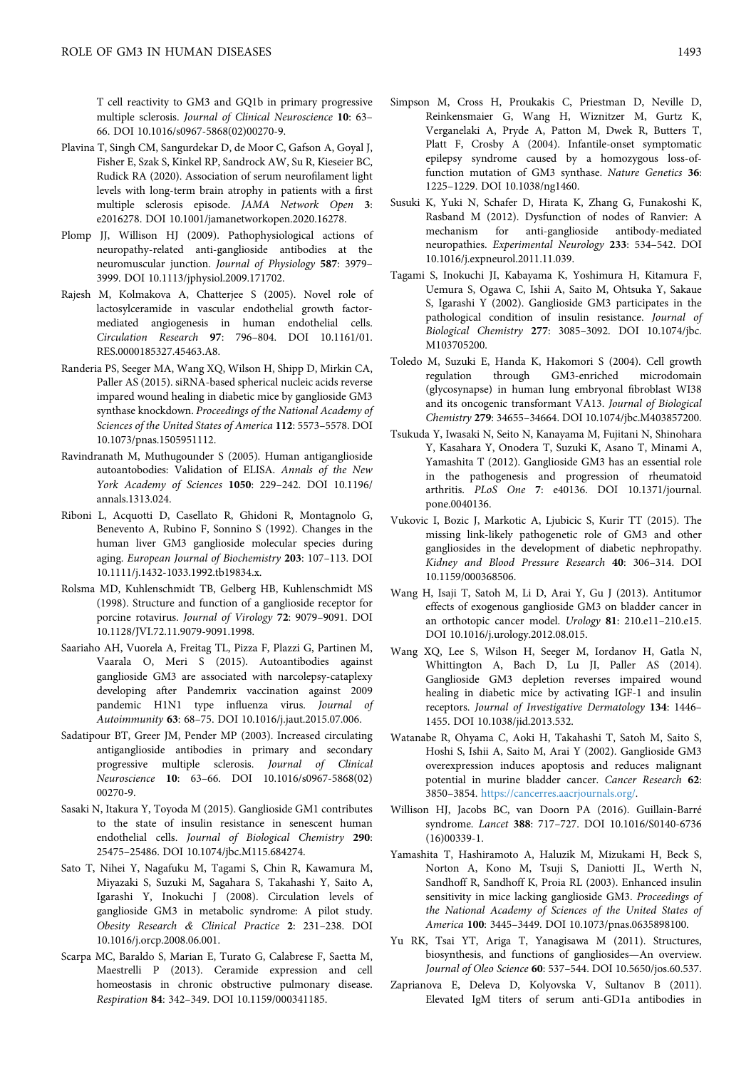T cell reactivity to GM3 and GQ1b in primary progressive multiple sclerosis. *Journal of Clinical Neuroscience* **10**: 63–66. DOI 10.1016/s0967-5868(02)00270-9.

Plavina T, Singh CM, Sangurdekar D, de Moor C, Gafson A, Goyal J, Fisher E, Szak S, Kinkel RP, Sandrock AW, Su R, Kieseier BC, Rudick RA (2020). Association of serum neurofilament light levels with long-term brain atrophy in patients with a first multiple sclerosis episode. *JAMA Network Open* **3**: e2016278. DOI 10.1001/jamanetworkopen.2020.16278.

Plomp JJ, Willison HJ (2009). Pathophysiological actions of neuropathy-related anti-ganglioside antibodies at the neuromuscular junction. *Journal of Physiology* **587**: 3979–3999. DOI 10.1113/jphysiol.2009.171702.

Rajesh M, Kolmakova A, Chatterjee S (2005). Novel role of lactosylceramide in vascular endothelial growth factor-mediated angiogenesis in human endothelial cells. *Circulation Research* **97**: 796–804. DOI 10.1161/01.RES.0000185327.45463.A8.

Randeria PS, Seeger MA, Wang XQ, Wilson H, Shipp D, Mirkin CA, Paller AS (2015). siRNA-based spherical nucleic acids reverse impared wound healing in diabetic mice by ganglioside GM3 synthase knockdown. *Proceedings of the National Academy of Sciences of the United States of America* **112**: 5573–5578. DOI 10.1073/pnas.1505951112.

Ravindranath M, Muthugounder S (2005). Human antiganglioside autoantobodies: Validation of ELISA. *Annals of the New York Academy of Sciences* **1050**: 229–242. DOI 10.1196/annals.1313.024.

Riboni L, Acquotti D, Casellato R, Ghidoni R, Montagnolo G, Benevento A, Rubino F, Sonnino S (1992). Changes in the human liver GM3 ganglioside molecular species during aging. *European Journal of Biochemistry* **203**: 107–113. DOI 10.1111/j.1432-1033.1992.tb19834.x.

Rolsma MD, Kuhlenschmidt TB, Gelberg HB, Kuhlenschmidt MS (1998). Structure and function of a ganglioside receptor for porcine rotavirus. *Journal of Virology* **72**: 9079–9091. DOI 10.1128/JVI.72.11.9079-9091.1998.

Saariaho AH, Vuorela A, Freitag TL, Pizza F, Plazzi G, Partinen M, Vaarala O, Meri S (2015). Autoantibodies against ganglioside GM3 are associated with narcolepsy-cataplexy developing after Pandemrix vaccination against 2009 pandemic H1N1 type influenza virus. *Journal of Autoimmunity* **63**: 68–75. DOI 10.1016/j.jaut.2015.07.006.

Sadatipour BT, Greer JM, Pender MP (2003). Increased circulating antiganglioside antibodies in primary and secondary progressive multiple sclerosis. *Journal of Clinical Neuroscience* **10**: 63–66. DOI 10.1016/s0967-5868(02)00270-9.

Sasaki N, Itakura Y, Toyoda M (2015). Ganglioside GM1 contributes to the state of insulin resistance in senescent human endothelial cells. *Journal of Biological Chemistry* **290**: 25475–25486. DOI 10.1074/jbc.M115.684274.

Sato T, Nihei Y, Nagafuku M, Tagami S, Chin R, Kawamura M, Miyazaki S, Suzuki M, Sagahara S, Takahashi Y, Saito A, Igarashi Y, Inokuchi J (2008). Circulation levels of ganglioside GM3 in metabolic syndrome: A pilot study. *Obesity Research & Clinical Practice* **2**: 231–238. DOI 10.1016/j.orcp.2008.06.001.

Scarpa MC, Baraldo S, Marian E, Turato G, Calabrese F, Saetta M, Maestrelli P (2013). Ceramide expression and cell homeostasis in chronic obstructive pulmonary disease. *Respiration* **84**: 342–349. DOI 10.1159/000341185.

Simpson M, Cross H, Proukakis C, Priestman D, Neville D, Reinkensmaier G, Wang H, Wiznitzer M, Gurtz K, Verganelaki A, Pryde A, Patton M, Dwek R, Butters T, Platt F, Crosby A (2004). Infantile-onset symptomatic epilepsy syndrome caused by a homozygous loss-of-function mutation of GM3 synthase. *Nature Genetics* **36**: 1225–1229. DOI 10.1038/ng1460.

Susuki K, Yuki N, Schafer D, Hirata K, Zhang G, Funakoshi K, Rasband M (2012). Dysfunction of nodes of Ranvier: A mechanism for anti-ganglioside antibody-mediated neuropathies. *Experimental Neurology* **233**: 534–542. DOI 10.1016/j.expneurol.2011.11.039.

Tagami S, Inokuchi JI, Kabayama K, Yoshimura H, Kitamura F, Uemura S, Ogawa C, Ishii A, Saito M, Ohtsuka Y, Sakaue S, Igarashi Y (2002). Ganglioside GM3 participates in the pathological condition of insulin resistance. *Journal of Biological Chemistry* **277**: 3085–3092. DOI 10.1074/jbc.M103705200.

Toledo M, Suzuki E, Handa K, Hakomori S (2004). Cell growth regulation through GM3-enriched microdomain (glycosynapse) in human lung embryonal fibroblast WI38 and its oncogenic transformant VA13. *Journal of Biological Chemistry* **279**: 34655–34664. DOI 10.1074/jbc.M403857200.

Tsukuda Y, Iwasaki N, Seito N, Kanayama M, Fujitani N, Shinohara Y, Kasahara Y, Onodera T, Suzuki K, Asano T, Minami A, Yamashita T (2012). Ganglioside GM3 has an essential role in the pathogenesis and progression of rheumatoid arthritis. *PLoS One* **7**: e40136. DOI 10.1371/journal.pone.0040136.

Vukovic I, Bozic J, Markotic A, Ljubicic S, Kurir TT (2015). The missing link-likely pathogenetic role of GM3 and other gangliosides in the development of diabetic nephropathy. *Kidney and Blood Pressure Research* **40**: 306–314. DOI 10.1159/000368506.

Wang H, Isaji T, Satoh M, Li D, Arai Y, Gu J (2013). Antitumor effects of exogenous ganglioside GM3 on bladder cancer in an orthotopic cancer model. *Urology* **81**: 210.e11–210.e15. DOI 10.1016/j.urology.2012.08.015.

Wang XQ, Lee S, Wilson H, Seeger M, Iordanov H, Gatla N, Whittington A, Bach D, Lu JI, Paller AS (2014). Ganglioside GM3 depletion reverses impaired wound healing in diabetic mice by activating IGF-1 and insulin receptors. *Journal of Investigative Dermatology* **134**: 1446–1455. DOI 10.1038/jid.2013.532.

Watanabe R, Ohyama C, Aoki H, Takahashi T, Satoh M, Saito S, Hoshi S, Ishii A, Saito M, Arai Y (2002). Ganglioside GM3 overexpression induces apoptosis and reduces malignant potential in murine bladder cancer. *Cancer Research* **62**: 3850–3854. https://cancerres.aacrjournals.org/.

Willison HJ, Jacobs BC, van Doorn PA (2016). Guillain-Barré syndrome. *Lancet* **388**: 717–727. DOI 10.1016/S0140-6736(16)00339-1.

Yamashita T, Hashiramoto A, Haluzik M, Mizukami H, Beck S, Norton A, Kono M, Tsuji S, Daniotti JL, Werth N, Sandhoff R, Sandhoff K, Proia RL (2003). Enhanced insulin sensitivity in mice lacking ganglioside GM3. *Proceedings of the National Academy of Sciences of the United States of America* **100**: 3445–3449. DOI 10.1073/pnas.0635898100.

Yu RK, Tsai YT, Ariga T, Yanagisawa M (2011). Structures, biosynthesis, and functions of gangliosides—An overview. *Journal of Oleo Science* **60**: 537–544. DOI 10.5650/jos.60.537.

Zaprianova E, Deleva D, Kolyovska V, Sultanov B (2011). Elevated IgM titers of serum anti-GD1a antibodies in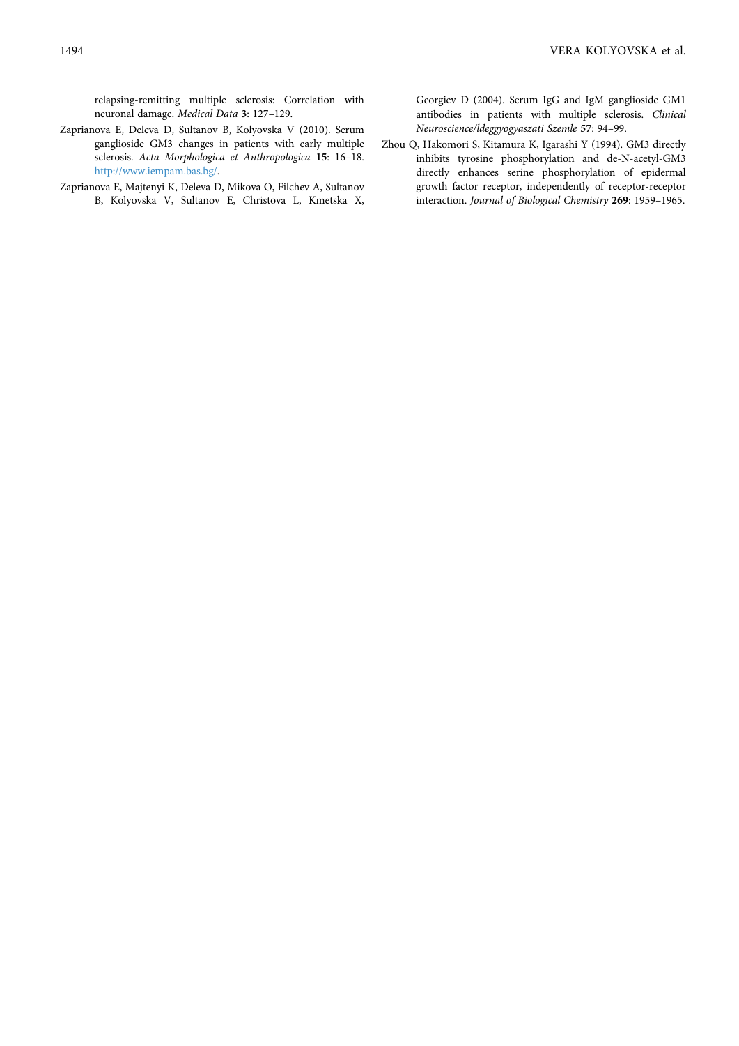relapsing-remitting multiple sclerosis: Correlation with neuronal damage. *Medical Data* **3**: 127–129.

Zaprianova E, Deleva D, Sultanov B, Kolyovska V (2010). Serum ganglioside GM3 changes in patients with early multiple sclerosis. *Acta Morphologica et Anthropologica* **15**: 16–18. http://www.iempam.bas.bg/.

Zaprianova E, Majtenyi K, Deleva D, Mikova O, Filchev A, Sultanov B, Kolyovska V, Sultanov E, Christova L, Kmetska X, Georgiev D (2004). Serum IgG and IgM ganglioside GM1 antibodies in patients with multiple sclerosis. *Clinical Neuroscience/Ideggyogyaszati Szemle* **57**: 94–99.

Zhou Q, Hakomori S, Kitamura K, Igarashi Y (1994). GM3 directly inhibits tyrosine phosphorylation and de-N-acetyl-GM3 directly enhances serine phosphorylation of epidermal growth factor receptor, independently of receptor-receptor interaction. *Journal of Biological Chemistry* **269**: 1959–1965.